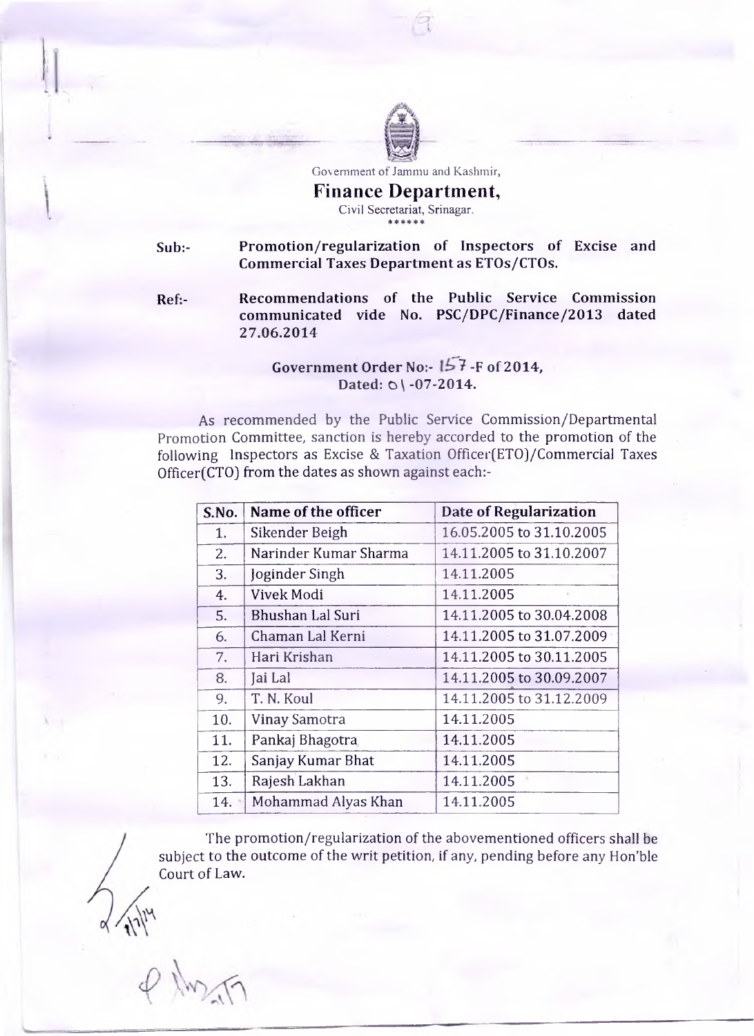Government of Jammu and Kashmir,

# Finance Department,

Civil Secretariat, Srinagar.

\*\*\*\*\*\*

**Sub:-** **Promotion/regularization of Inspectors of Excise and Commercial Taxes Department as ETOs/CTOs.**

**Ref:-** **Recommendations of the Public Service Commission communicated vide No. PSC/DPC/Finance/2013 dated 27.06.2014**

**Government Order No:- 157-F of 2014,**
**Dated: 01-07-2014.**

As recommended by the Public Service Commission/Departmental Promotion Committee, sanction is hereby accorded to the promotion of the following Inspectors as Excise & Taxation Officer(ETO)/Commercial Taxes Officer(CTO) from the dates as shown against each:-

| S.No. | Name of the officer | Date of Regularization |
|---|---|---|
| 1. | Sikender Beigh | 16.05.2005 to 31.10.2005 |
| 2. | Narinder Kumar Sharma | 14.11.2005 to 31.10.2007 |
| 3. | Joginder Singh | 14.11.2005 |
| 4. | Vivek Modi | 14.11.2005 |
| 5. | Bhushan Lal Suri | 14.11.2005 to 30.04.2008 |
| 6. | Chaman Lal Kerni | 14.11.2005 to 31.07.2009 |
| 7. | Hari Krishan | 14.11.2005 to 30.11.2005 |
| 8. | Jai Lal | 14.11.2005 to 30.09.2007 |
| 9. | T. N. Koul | 14.11.2005 to 31.12.2009 |
| 10. | Vinay Samotra | 14.11.2005 |
| 11. | Pankaj Bhagotra | 14.11.2005 |
| 12. | Sanjay Kumar Bhat | 14.11.2005 |
| 13. | Rajesh Lakhan | 14.11.2005 |
| 14. | Mohammad Alyas Khan | 14.11.2005 |

The promotion/regularization of the abovementioned officers shall be subject to the outcome of the writ petition, if any, pending before any Hon'ble Court of Law.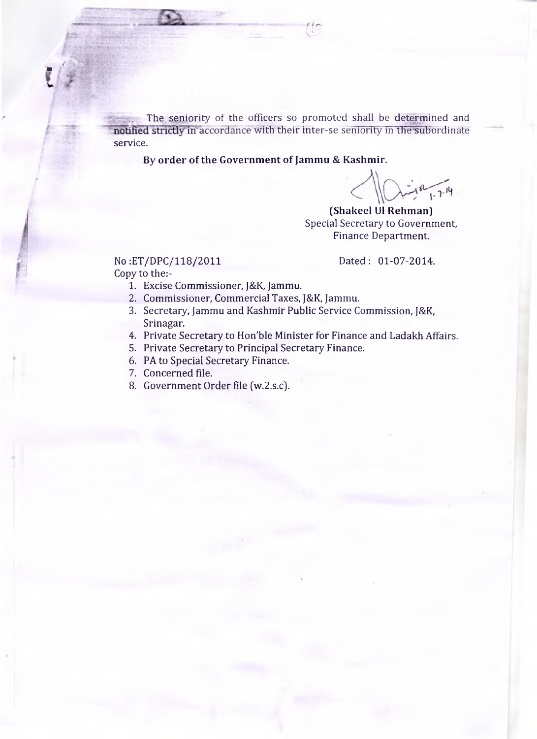The seniority of the officers so promoted shall be determined and notified strictly in accordance with their inter-se seniority in the subordinate service.

**By order of the Government of Jammu & Kashmir.**

**(Shakeel Ul Rehman)**
Special Secretary to Government,
Finance Department.

No :ET/DPC/118/2011 Dated : 01-07-2014.

Copy to the:-

1. Excise Commissioner, J&K, Jammu.
2. Commissioner, Commercial Taxes, J&K, Jammu.
3. Secretary, Jammu and Kashmir Public Service Commission, J&K, Srinagar.
4. Private Secretary to Hon'ble Minister for Finance and Ladakh Affairs.
5. Private Secretary to Principal Secretary Finance.
6. PA to Special Secretary Finance.
7. Concerned file.
8. Government Order file (w.2.s.c).